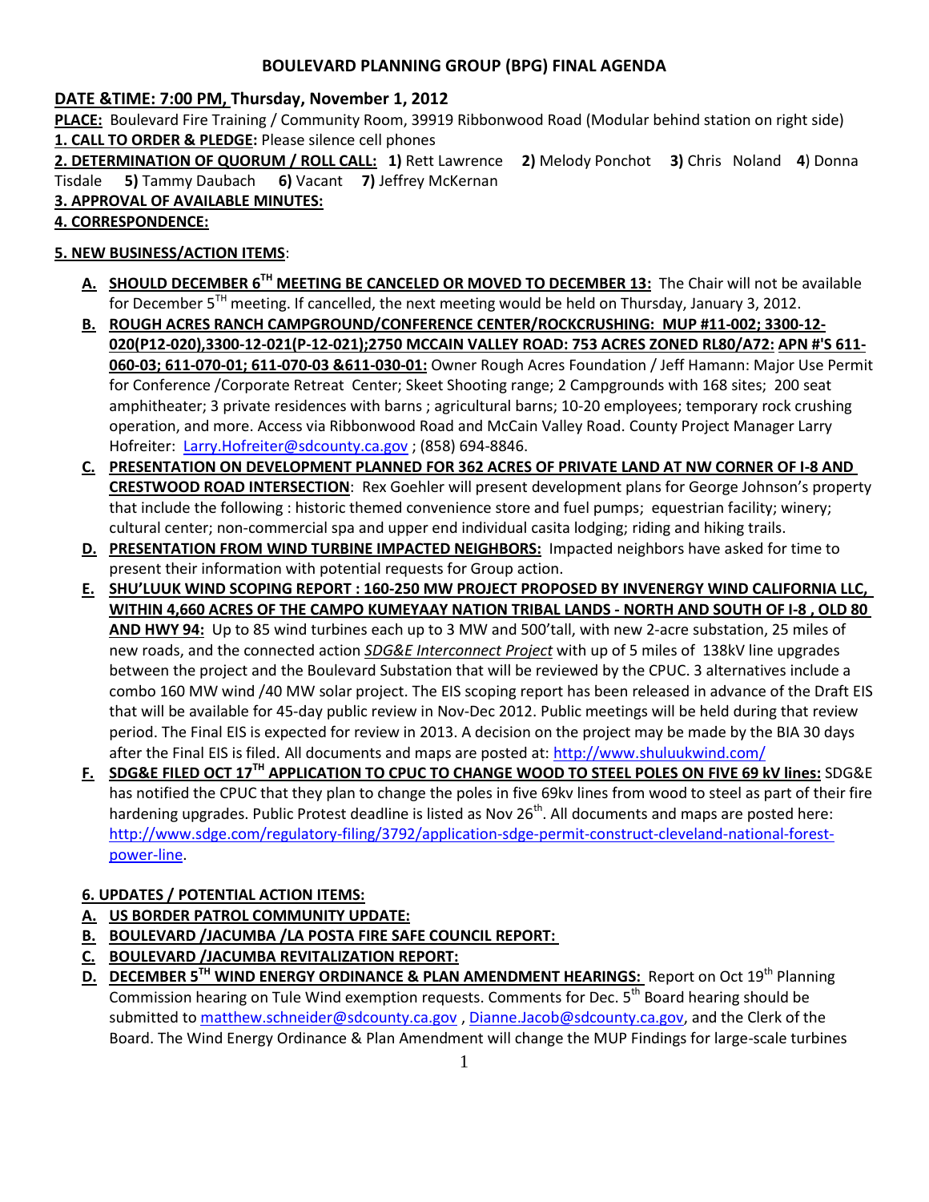# BOULEVARD PLANNING GROUP (BPG) FINAL AGENDA

**DATE &TIME: 7:00 PM, Thursday, November 1, 2012**

**PLACE:** Boulevard Fire Training / Community Room, 39919 Ribbonwood Road (Modular behind station on right side)

**1. CALL TO ORDER & PLEDGE:** Please silence cell phones

**2. DETERMINATION OF QUORUM / ROLL CALL:** **1)** Rett Lawrence **2)** Melody Ponchot **3)** Chris Noland **4**) Donna Tisdale **5)** Tammy Daubach **6)** Vacant **7)** Jeffrey McKernan

**3. APPROVAL OF AVAILABLE MINUTES:**

**4. CORRESPONDENCE:**

**5. NEW BUSINESS/ACTION ITEMS**:

- **A.** **SHOULD DECEMBER 6TH MEETING BE CANCELED OR MOVED TO DECEMBER 13:** The Chair will not be available for December 5TH meeting. If cancelled, the next meeting would be held on Thursday, January 3, 2012.
- **B.** **ROUGH ACRES RANCH CAMPGROUND/CONFERENCE CENTER/ROCKCRUSHING: MUP #11-002; 3300-12-020(P12-020),3300-12-021(P-12-021);2750 MCCAIN VALLEY ROAD: 753 ACRES ZONED RL80/A72: APN #'S 611-060-03; 611-070-01; 611-070-03 &611-030-01:** Owner Rough Acres Foundation / Jeff Hamann: Major Use Permit for Conference /Corporate Retreat Center; Skeet Shooting range; 2 Campgrounds with 168 sites; 200 seat amphitheater; 3 private residences with barns ; agricultural barns; 10-20 employees; temporary rock crushing operation, and more. Access via Ribbonwood Road and McCain Valley Road. County Project Manager Larry Hofreiter: Larry.Hofreiter@sdcounty.ca.gov ; (858) 694-8846.
- **C.** **PRESENTATION ON DEVELOPMENT PLANNED FOR 362 ACRES OF PRIVATE LAND AT NW CORNER OF I-8 AND CRESTWOOD ROAD INTERSECTION**: Rex Goehler will present development plans for George Johnson's property that include the following : historic themed convenience store and fuel pumps; equestrian facility; winery; cultural center; non-commercial spa and upper end individual casita lodging; riding and hiking trails.
- **D.** **PRESENTATION FROM WIND TURBINE IMPACTED NEIGHBORS:** Impacted neighbors have asked for time to present their information with potential requests for Group action.
- **E.** **SHU'LUUK WIND SCOPING REPORT : 160-250 MW PROJECT PROPOSED BY INVENERGY WIND CALIFORNIA LLC, WITHIN 4,660 ACRES OF THE CAMPO KUMEYAAY NATION TRIBAL LANDS - NORTH AND SOUTH OF I-8 , OLD 80 AND HWY 94:** Up to 85 wind turbines each up to 3 MW and 500'tall, with new 2-acre substation, 25 miles of new roads, and the connected action *SDG&E Interconnect Project* with up of 5 miles of 138kV line upgrades between the project and the Boulevard Substation that will be reviewed by the CPUC. 3 alternatives include a combo 160 MW wind /40 MW solar project. The EIS scoping report has been released in advance of the Draft EIS that will be available for 45-day public review in Nov-Dec 2012. Public meetings will be held during that review period. The Final EIS is expected for review in 2013. A decision on the project may be made by the BIA 30 days after the Final EIS is filed. All documents and maps are posted at: http://www.shuluukwind.com/
- **F.** **SDG&E FILED OCT 17TH APPLICATION TO CPUC TO CHANGE WOOD TO STEEL POLES ON FIVE 69 kV lines:** SDG&E has notified the CPUC that they plan to change the poles in five 69kv lines from wood to steel as part of their fire hardening upgrades. Public Protest deadline is listed as Nov 26th. All documents and maps are posted here: http://www.sdge.com/regulatory-filing/3792/application-sdge-permit-construct-cleveland-national-forest-power-line.

**6. UPDATES / POTENTIAL ACTION ITEMS:**

- **A.** **US BORDER PATROL COMMUNITY UPDATE:**
- **B.** **BOULEVARD /JACUMBA /LA POSTA FIRE SAFE COUNCIL REPORT:**
- **C.** **BOULEVARD /JACUMBA REVITALIZATION REPORT:**
- **D.** **DECEMBER 5TH WIND ENERGY ORDINANCE & PLAN AMENDMENT HEARINGS:** Report on Oct 19th Planning Commission hearing on Tule Wind exemption requests. Comments for Dec. 5th Board hearing should be submitted to matthew.schneider@sdcounty.ca.gov , Dianne.Jacob@sdcounty.ca.gov, and the Clerk of the Board. The Wind Energy Ordinance & Plan Amendment will change the MUP Findings for large-scale turbines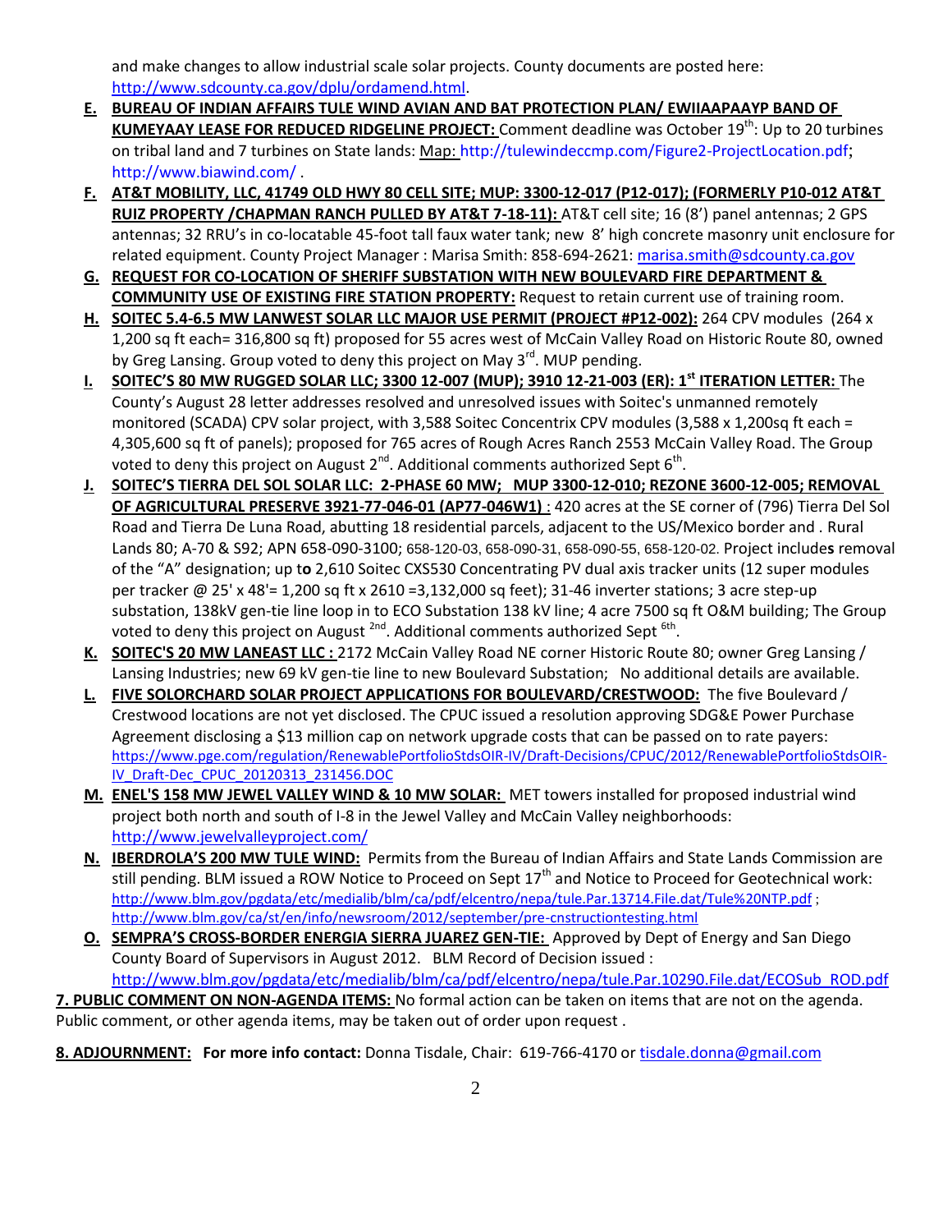and make changes to allow industrial scale solar projects. County documents are posted here: http://www.sdcounty.ca.gov/dplu/ordamend.html.

**E.** **BUREAU OF INDIAN AFFAIRS TULE WIND AVIAN AND BAT PROTECTION PLAN/ EWIIAAPAAYP BAND OF KUMEYAAY LEASE FOR REDUCED RIDGELINE PROJECT:** Comment deadline was October 19th: Up to 20 turbines on tribal land and 7 turbines on State lands: Map: http://tulewindeccmp.com/Figure2-ProjectLocation.pdf; http://www.biawind.com/ .

**F.** **AT&T MOBILITY, LLC, 41749 OLD HWY 80 CELL SITE; MUP: 3300-12-017 (P12-017); (FORMERLY P10-012 AT&T RUIZ PROPERTY /CHAPMAN RANCH PULLED BY AT&T 7-18-11):** AT&T cell site; 16 (8') panel antennas; 2 GPS antennas; 32 RRU's in co-locatable 45-foot tall faux water tank; new 8' high concrete masonry unit enclosure for related equipment. County Project Manager : Marisa Smith: 858-694-2621: marisa.smith@sdcounty.ca.gov

**G.** **REQUEST FOR CO-LOCATION OF SHERIFF SUBSTATION WITH NEW BOULEVARD FIRE DEPARTMENT & COMMUNITY USE OF EXISTING FIRE STATION PROPERTY:** Request to retain current use of training room.

**H.** **SOITEC 5.4-6.5 MW LANWEST SOLAR LLC MAJOR USE PERMIT (PROJECT #P12-002):** 264 CPV modules (264 x 1,200 sq ft each= 316,800 sq ft) proposed for 55 acres west of McCain Valley Road on Historic Route 80, owned by Greg Lansing. Group voted to deny this project on May 3rd. MUP pending.

**I.** **SOITEC'S 80 MW RUGGED SOLAR LLC; 3300 12-007 (MUP); 3910 12-21-003 (ER): 1st ITERATION LETTER:** The County's August 28 letter addresses resolved and unresolved issues with Soitec's unmanned remotely monitored (SCADA) CPV solar project, with 3,588 Soitec Concentrix CPV modules (3,588 x 1,200sq ft each = 4,305,600 sq ft of panels); proposed for 765 acres of Rough Acres Ranch 2553 McCain Valley Road. The Group voted to deny this project on August 2nd. Additional comments authorized Sept 6th.

**J.** **SOITEC'S TIERRA DEL SOL SOLAR LLC: 2-PHASE 60 MW; MUP 3300-12-010; REZONE 3600-12-005; REMOVAL OF AGRICULTURAL PRESERVE 3921-77-046-01 (AP77-046W1)** : 420 acres at the SE corner of (796) Tierra Del Sol Road and Tierra De Luna Road, abutting 18 residential parcels, adjacent to the US/Mexico border and . Rural Lands 80; A-70 & S92; APN 658-090-3100; 658-120-03, 658-090-31, 658-090-55, 658-120-02. Project includes removal of the "A" designation; up to 2,610 Soitec CXS530 Concentrating PV dual axis tracker units (12 super modules per tracker @ 25' x 48'= 1,200 sq ft x 2610 =3,132,000 sq feet); 31-46 inverter stations; 3 acre step-up substation, 138kV gen-tie line loop in to ECO Substation 138 kV line; 4 acre 7500 sq ft O&M building; The Group voted to deny this project on August 2nd. Additional comments authorized Sept 6th.

**K.** **SOITEC'S 20 MW LANEAST LLC :** 2172 McCain Valley Road NE corner Historic Route 80; owner Greg Lansing / Lansing Industries; new 69 kV gen-tie line to new Boulevard Substation; No additional details are available.

**L.** **FIVE SOLORCHARD SOLAR PROJECT APPLICATIONS FOR BOULEVARD/CRESTWOOD:** The five Boulevard / Crestwood locations are not yet disclosed. The CPUC issued a resolution approving SDG&E Power Purchase Agreement disclosing a $13 million cap on network upgrade costs that can be passed on to rate payers: https://www.pge.com/regulation/RenewablePortfolioStdsOIR-IV/Draft-Decisions/CPUC/2012/RenewablePortfolioStdsOIR-IV_Draft-Dec_CPUC_20120313_231456.DOC

**M.** **ENEL'S 158 MW JEWEL VALLEY WIND & 10 MW SOLAR:** MET towers installed for proposed industrial wind project both north and south of I-8 in the Jewel Valley and McCain Valley neighborhoods: http://www.jewelvalleyproject.com/

**N.** **IBERDROLA'S 200 MW TULE WIND:** Permits from the Bureau of Indian Affairs and State Lands Commission are still pending. BLM issued a ROW Notice to Proceed on Sept 17th and Notice to Proceed for Geotechnical work: http://www.blm.gov/pgdata/etc/medialib/blm/ca/pdf/elcentro/nepa/tule.Par.13714.File.dat/Tule%20NTP.pdf ; http://www.blm.gov/ca/st/en/info/newsroom/2012/september/pre-cnstructiontesting.html

**O.** **SEMPRA'S CROSS-BORDER ENERGIA SIERRA JUAREZ GEN-TIE:** Approved by Dept of Energy and San Diego County Board of Supervisors in August 2012. BLM Record of Decision issued : http://www.blm.gov/pgdata/etc/medialib/blm/ca/pdf/elcentro/nepa/tule.Par.10290.File.dat/ECOSub_ROD.pdf

**7. PUBLIC COMMENT ON NON-AGENDA ITEMS:** No formal action can be taken on items that are not on the agenda. Public comment, or other agenda items, may be taken out of order upon request .

**8. ADJOURNMENT:** **For more info contact:** Donna Tisdale, Chair: 619-766-4170 or tisdale.donna@gmail.com